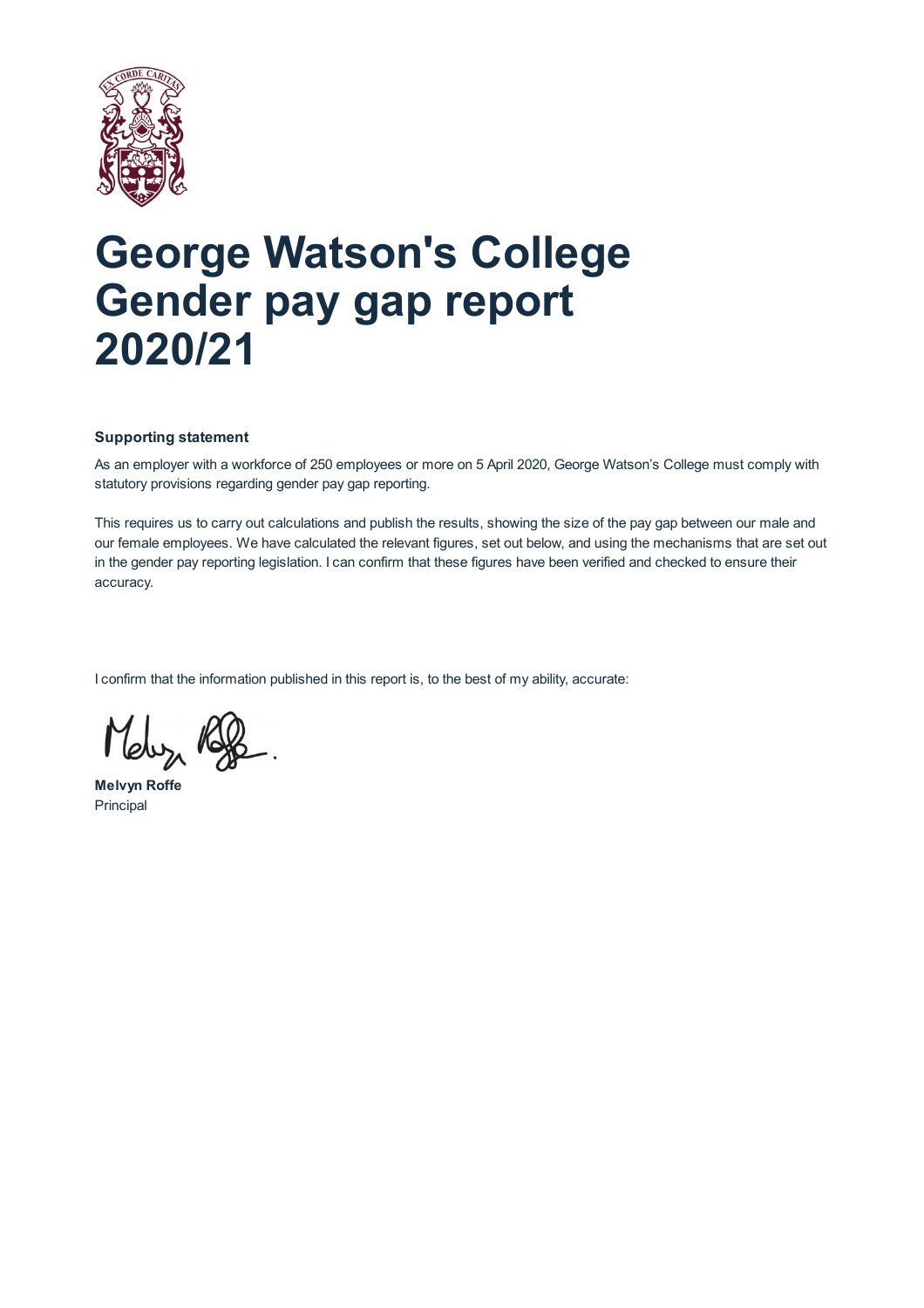# George Watson's College Gender pay gap report 2020/21

**Supporting statement**

As an employer with a workforce of 250 employees or more on 5 April 2020, George Watson's College must comply with statutory provisions regarding gender pay gap reporting.

This requires us to carry out calculations and publish the results, showing the size of the pay gap between our male and our female employees. We have calculated the relevant figures, set out below, and using the mechanisms that are set out in the gender pay reporting legislation. I can confirm that these figures have been verified and checked to ensure their accuracy.

I confirm that the information published in this report is, to the best of my ability, accurate:

**Melvyn Roffe**
Principal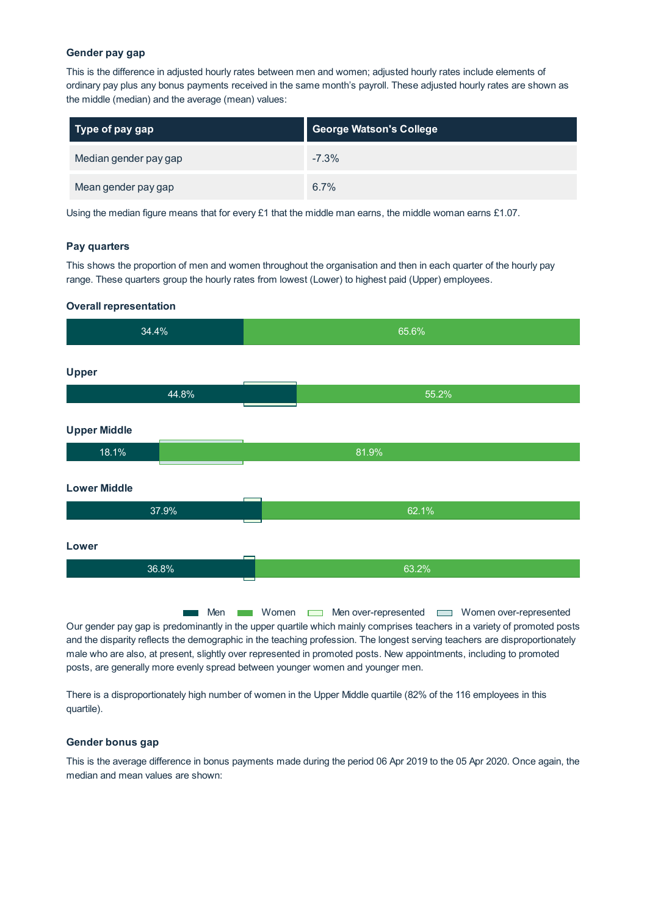### Gender pay gap

This is the difference in adjusted hourly rates between men and women; adjusted hourly rates include elements of ordinary pay plus any bonus payments received in the same month's payroll. These adjusted hourly rates are shown as the middle (median) and the average (mean) values:

| Type of pay gap | George Watson's College |
| --- | --- |
| Median gender pay gap | -7.3% |
| Mean gender pay gap | 6.7% |

Using the median figure means that for every £1 that the middle man earns, the middle woman earns £1.07.

### Pay quarters

This shows the proportion of men and women throughout the organisation and then in each quarter of the hourly pay range. These quarters group the hourly rates from lowest (Lower) to highest paid (Upper) employees.

**Overall representation**

34.4% 65.6%

**Upper**

44.8% 55.2%

**Upper Middle**

18.1% 81.9%

**Lower Middle**

37.9% 62.1%

**Lower**

36.8% 63.2%

Men Women Men over-represented Women over-represented

Our gender pay gap is predominantly in the upper quartile which mainly comprises teachers in a variety of promoted posts and the disparity reflects the demographic in the teaching profession. The longest serving teachers are disproportionately male who are also, at present, slightly over represented in promoted posts. New appointments, including to promoted posts, are generally more evenly spread between younger women and younger men.

There is a disproportionately high number of women in the Upper Middle quartile (82% of the 116 employees in this quartile).

### Gender bonus gap

This is the average difference in bonus payments made during the period 06 Apr 2019 to the 05 Apr 2020. Once again, the median and mean values are shown: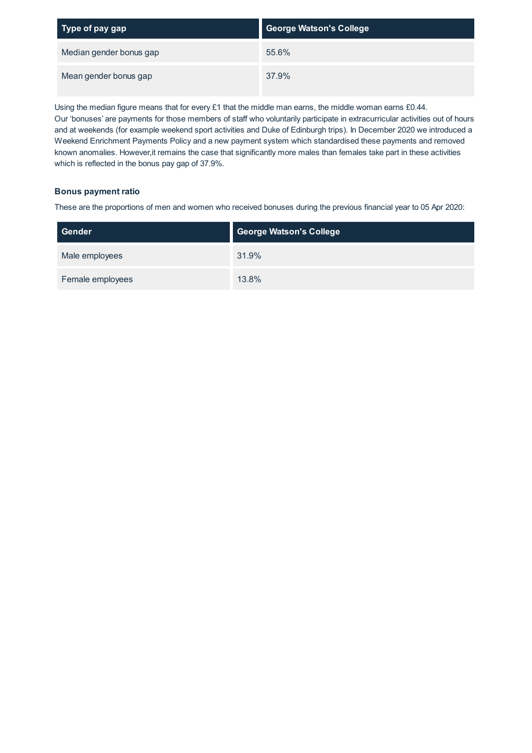| Type of pay gap | George Watson's College |
| --- | --- |
| Median gender bonus gap | 55.6% |
| Mean gender bonus gap | 37.9% |

Using the median figure means that for every £1 that the middle man earns, the middle woman earns £0.44.
Our 'bonuses' are payments for those members of staff who voluntarily participate in extracurricular activities out of hours and at weekends (for example weekend sport activities and Duke of Edinburgh trips). In December 2020 we introduced a Weekend Enrichment Payments Policy and a new payment system which standardised these payments and removed known anomalies. However,it remains the case that significantly more males than females take part in these activities which is reflected in the bonus pay gap of 37.9%.

### Bonus payment ratio

These are the proportions of men and women who received bonuses during the previous financial year to 05 Apr 2020:

| Gender | George Watson's College |
| --- | --- |
| Male employees | 31.9% |
| Female employees | 13.8% |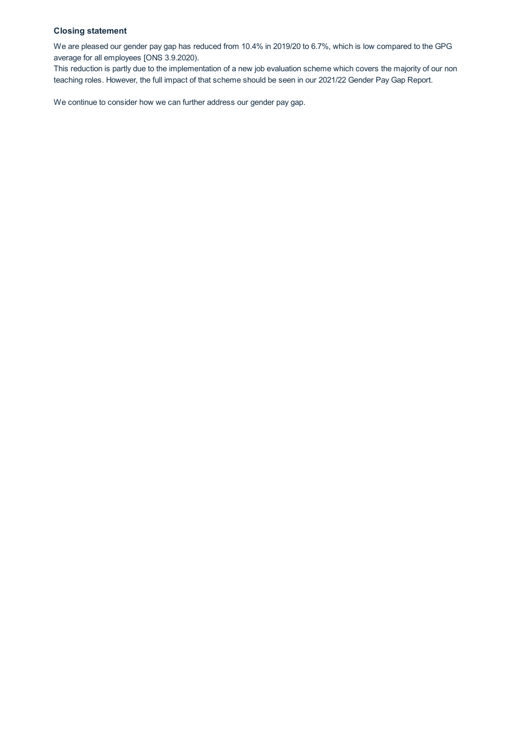### Closing statement

We are pleased our gender pay gap has reduced from 10.4% in 2019/20 to 6.7%, which is low compared to the GPG average for all employees [ONS 3.9.2020).
This reduction is partly due to the implementation of a new job evaluation scheme which covers the majority of our non teaching roles. However, the full impact of that scheme should be seen in our 2021/22 Gender Pay Gap Report.

We continue to consider how we can further address our gender pay gap.